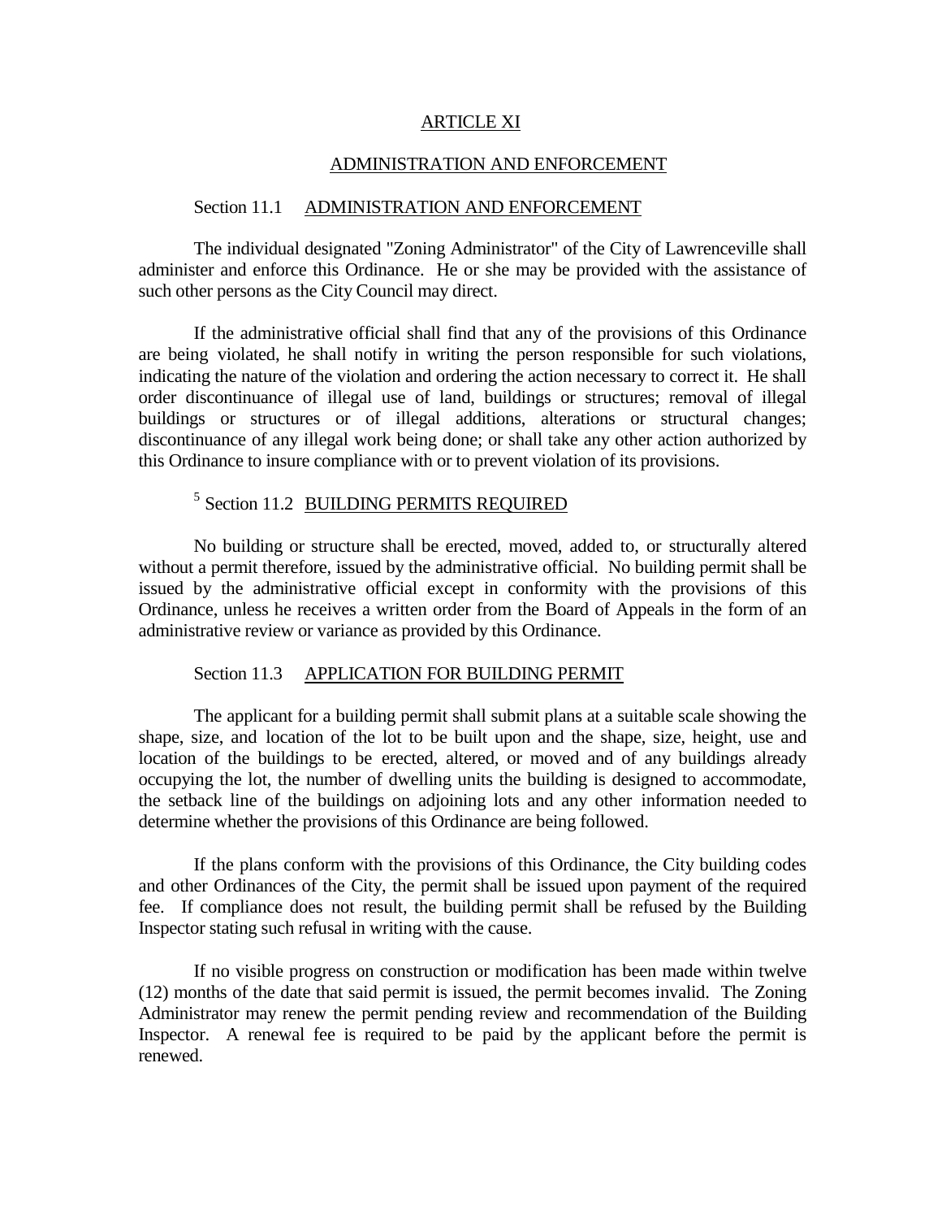# ARTICLE XI

## ADMINISTRATION AND ENFORCEMENT

### Section 11.1 ADMINISTRATION AND ENFORCEMENT

The individual designated "Zoning Administrator" of the City of Lawrenceville shall administer and enforce this Ordinance. He or she may be provided with the assistance of such other persons as the City Council may direct.

If the administrative official shall find that any of the provisions of this Ordinance are being violated, he shall notify in writing the person responsible for such violations, indicating the nature of the violation and ordering the action necessary to correct it. He shall order discontinuance of illegal use of land, buildings or structures; removal of illegal buildings or structures or of illegal additions, alterations or structural changes; discontinuance of any illegal work being done; or shall take any other action authorized by this Ordinance to insure compliance with or to prevent violation of its provisions.

### [5] Section 11.2 BUILDING PERMITS REQUIRED

No building or structure shall be erected, moved, added to, or structurally altered without a permit therefore, issued by the administrative official. No building permit shall be issued by the administrative official except in conformity with the provisions of this Ordinance, unless he receives a written order from the Board of Appeals in the form of an administrative review or variance as provided by this Ordinance.

### Section 11.3 APPLICATION FOR BUILDING PERMIT

The applicant for a building permit shall submit plans at a suitable scale showing the shape, size, and location of the lot to be built upon and the shape, size, height, use and location of the buildings to be erected, altered, or moved and of any buildings already occupying the lot, the number of dwelling units the building is designed to accommodate, the setback line of the buildings on adjoining lots and any other information needed to determine whether the provisions of this Ordinance are being followed.

If the plans conform with the provisions of this Ordinance, the City building codes and other Ordinances of the City, the permit shall be issued upon payment of the required fee. If compliance does not result, the building permit shall be refused by the Building Inspector stating such refusal in writing with the cause.

If no visible progress on construction or modification has been made within twelve (12) months of the date that said permit is issued, the permit becomes invalid. The Zoning Administrator may renew the permit pending review and recommendation of the Building Inspector. A renewal fee is required to be paid by the applicant before the permit is renewed.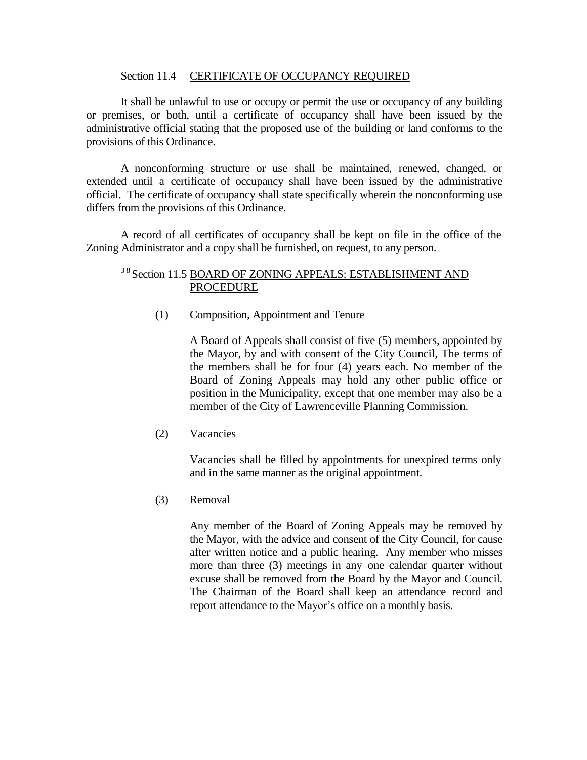Section 11.4 <u>CERTIFICATE OF OCCUPANCY REQUIRED</u>

It shall be unlawful to use or occupy or permit the use or occupancy of any building or premises, or both, until a certificate of occupancy shall have been issued by the administrative official stating that the proposed use of the building or land conforms to the provisions of this Ordinance.

A nonconforming structure or use shall be maintained, renewed, changed, or extended until a certificate of occupancy shall have been issued by the administrative official. The certificate of occupancy shall state specifically wherein the nonconforming use differs from the provisions of this Ordinance.

A record of all certificates of occupancy shall be kept on file in the office of the Zoning Administrator and a copy shall be furnished, on request, to any person.

[38] Section 11.5 <u>BOARD OF ZONING APPEALS: ESTABLISHMENT AND PROCEDURE</u>

(1) <u>Composition, Appointment and Tenure</u>

A Board of Appeals shall consist of five (5) members, appointed by the Mayor, by and with consent of the City Council, The terms of the members shall be for four (4) years each. No member of the Board of Zoning Appeals may hold any other public office or position in the Municipality, except that one member may also be a member of the City of Lawrenceville Planning Commission.

(2) <u>Vacancies</u>

Vacancies shall be filled by appointments for unexpired terms only and in the same manner as the original appointment.

(3) <u>Removal</u>

Any member of the Board of Zoning Appeals may be removed by the Mayor, with the advice and consent of the City Council, for cause after written notice and a public hearing. Any member who misses more than three (3) meetings in any one calendar quarter without excuse shall be removed from the Board by the Mayor and Council. The Chairman of the Board shall keep an attendance record and report attendance to the Mayor's office on a monthly basis.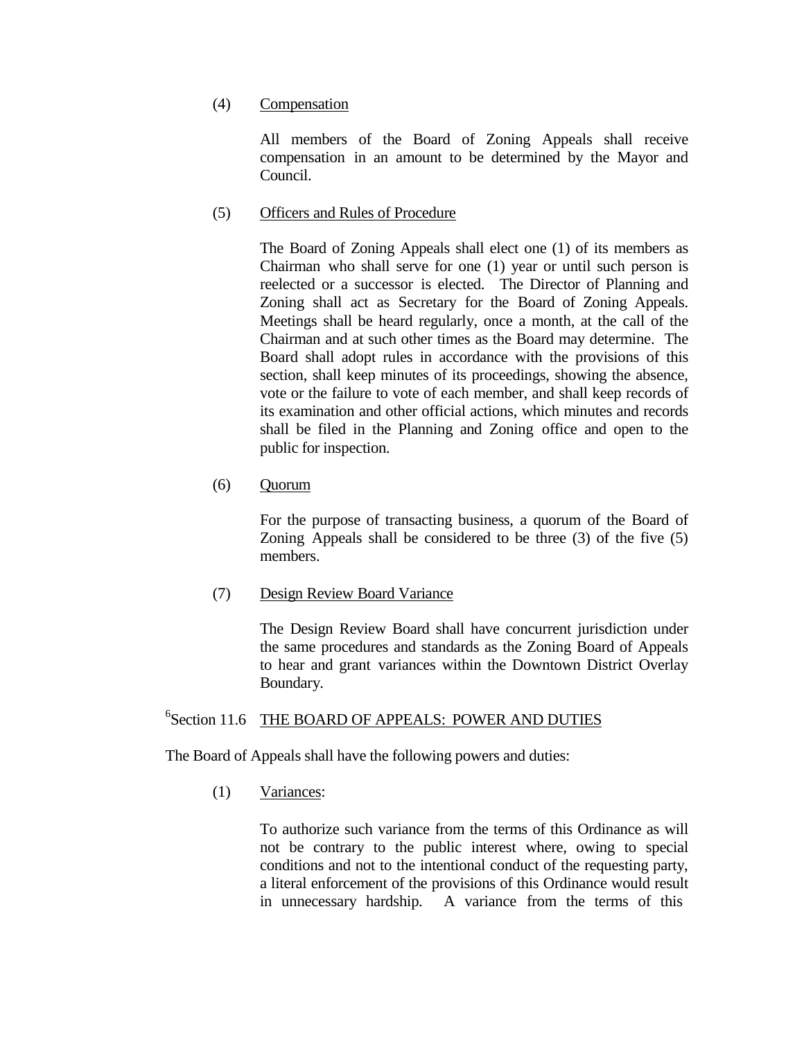(4) Compensation

All members of the Board of Zoning Appeals shall receive compensation in an amount to be determined by the Mayor and Council.

(5) Officers and Rules of Procedure

The Board of Zoning Appeals shall elect one (1) of its members as Chairman who shall serve for one (1) year or until such person is reelected or a successor is elected. The Director of Planning and Zoning shall act as Secretary for the Board of Zoning Appeals. Meetings shall be heard regularly, once a month, at the call of the Chairman and at such other times as the Board may determine. The Board shall adopt rules in accordance with the provisions of this section, shall keep minutes of its proceedings, showing the absence, vote or the failure to vote of each member, and shall keep records of its examination and other official actions, which minutes and records shall be filed in the Planning and Zoning office and open to the public for inspection.

(6) Quorum

For the purpose of transacting business, a quorum of the Board of Zoning Appeals shall be considered to be three (3) of the five (5) members.

(7) Design Review Board Variance

The Design Review Board shall have concurrent jurisdiction under the same procedures and standards as the Zoning Board of Appeals to hear and grant variances within the Downtown District Overlay Boundary.

## [6]Section 11.6 THE BOARD OF APPEALS: POWER AND DUTIES

The Board of Appeals shall have the following powers and duties:

(1) Variances:

To authorize such variance from the terms of this Ordinance as will not be contrary to the public interest where, owing to special conditions and not to the intentional conduct of the requesting party, a literal enforcement of the provisions of this Ordinance would result in unnecessary hardship. A variance from the terms of this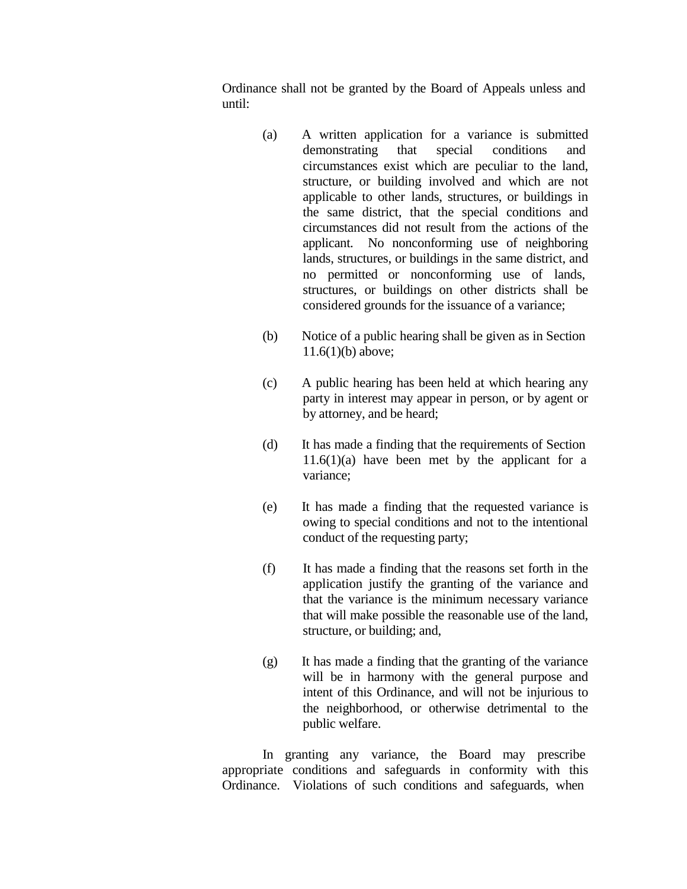Ordinance shall not be granted by the Board of Appeals unless and until:

(a) A written application for a variance is submitted demonstrating that special conditions and circumstances exist which are peculiar to the land, structure, or building involved and which are not applicable to other lands, structures, or buildings in the same district, that the special conditions and circumstances did not result from the actions of the applicant. No nonconforming use of neighboring lands, structures, or buildings in the same district, and no permitted or nonconforming use of lands, structures, or buildings on other districts shall be considered grounds for the issuance of a variance;

(b) Notice of a public hearing shall be given as in Section 11.6(1)(b) above;

(c) A public hearing has been held at which hearing any party in interest may appear in person, or by agent or by attorney, and be heard;

(d) It has made a finding that the requirements of Section 11.6(1)(a) have been met by the applicant for a variance;

(e) It has made a finding that the requested variance is owing to special conditions and not to the intentional conduct of the requesting party;

(f) It has made a finding that the reasons set forth in the application justify the granting of the variance and that the variance is the minimum necessary variance that will make possible the reasonable use of the land, structure, or building; and,

(g) It has made a finding that the granting of the variance will be in harmony with the general purpose and intent of this Ordinance, and will not be injurious to the neighborhood, or otherwise detrimental to the public welfare.

In granting any variance, the Board may prescribe appropriate conditions and safeguards in conformity with this Ordinance. Violations of such conditions and safeguards, when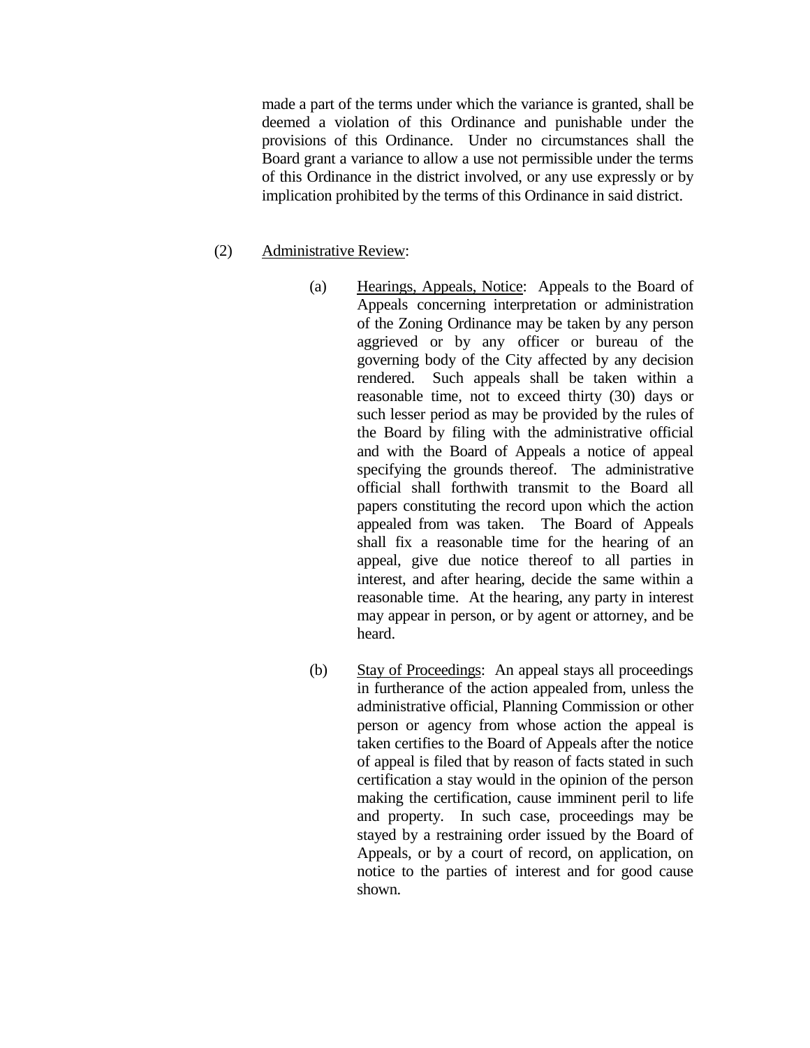made a part of the terms under which the variance is granted, shall be deemed a violation of this Ordinance and punishable under the provisions of this Ordinance. Under no circumstances shall the Board grant a variance to allow a use not permissible under the terms of this Ordinance in the district involved, or any use expressly or by implication prohibited by the terms of this Ordinance in said district.

(2) Administrative Review:

(a) Hearings, Appeals, Notice: Appeals to the Board of Appeals concerning interpretation or administration of the Zoning Ordinance may be taken by any person aggrieved or by any officer or bureau of the governing body of the City affected by any decision rendered. Such appeals shall be taken within a reasonable time, not to exceed thirty (30) days or such lesser period as may be provided by the rules of the Board by filing with the administrative official and with the Board of Appeals a notice of appeal specifying the grounds thereof. The administrative official shall forthwith transmit to the Board all papers constituting the record upon which the action appealed from was taken. The Board of Appeals shall fix a reasonable time for the hearing of an appeal, give due notice thereof to all parties in interest, and after hearing, decide the same within a reasonable time. At the hearing, any party in interest may appear in person, or by agent or attorney, and be heard.

(b) Stay of Proceedings: An appeal stays all proceedings in furtherance of the action appealed from, unless the administrative official, Planning Commission or other person or agency from whose action the appeal is taken certifies to the Board of Appeals after the notice of appeal is filed that by reason of facts stated in such certification a stay would in the opinion of the person making the certification, cause imminent peril to life and property. In such case, proceedings may be stayed by a restraining order issued by the Board of Appeals, or by a court of record, on application, on notice to the parties of interest and for good cause shown.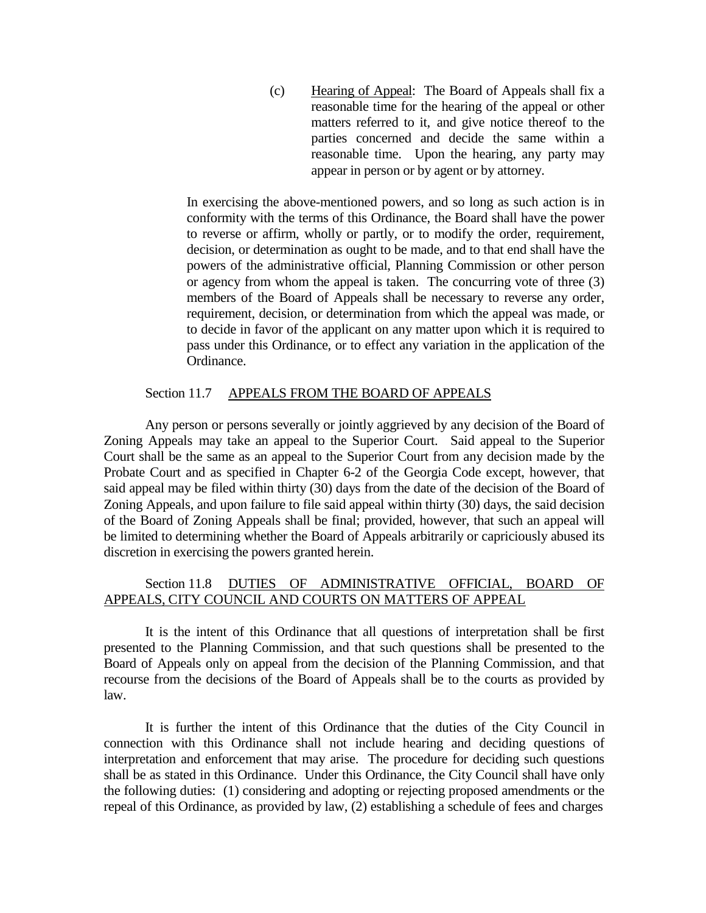(c) Hearing of Appeal: The Board of Appeals shall fix a reasonable time for the hearing of the appeal or other matters referred to it, and give notice thereof to the parties concerned and decide the same within a reasonable time. Upon the hearing, any party may appear in person or by agent or by attorney.

In exercising the above-mentioned powers, and so long as such action is in conformity with the terms of this Ordinance, the Board shall have the power to reverse or affirm, wholly or partly, or to modify the order, requirement, decision, or determination as ought to be made, and to that end shall have the powers of the administrative official, Planning Commission or other person or agency from whom the appeal is taken. The concurring vote of three (3) members of the Board of Appeals shall be necessary to reverse any order, requirement, decision, or determination from which the appeal was made, or to decide in favor of the applicant on any matter upon which it is required to pass under this Ordinance, or to effect any variation in the application of the Ordinance.

### Section 11.7 APPEALS FROM THE BOARD OF APPEALS

Any person or persons severally or jointly aggrieved by any decision of the Board of Zoning Appeals may take an appeal to the Superior Court. Said appeal to the Superior Court shall be the same as an appeal to the Superior Court from any decision made by the Probate Court and as specified in Chapter 6-2 of the Georgia Code except, however, that said appeal may be filed within thirty (30) days from the date of the decision of the Board of Zoning Appeals, and upon failure to file said appeal within thirty (30) days, the said decision of the Board of Zoning Appeals shall be final; provided, however, that such an appeal will be limited to determining whether the Board of Appeals arbitrarily or capriciously abused its discretion in exercising the powers granted herein.

### Section 11.8 DUTIES OF ADMINISTRATIVE OFFICIAL, BOARD OF APPEALS, CITY COUNCIL AND COURTS ON MATTERS OF APPEAL

It is the intent of this Ordinance that all questions of interpretation shall be first presented to the Planning Commission, and that such questions shall be presented to the Board of Appeals only on appeal from the decision of the Planning Commission, and that recourse from the decisions of the Board of Appeals shall be to the courts as provided by law.

It is further the intent of this Ordinance that the duties of the City Council in connection with this Ordinance shall not include hearing and deciding questions of interpretation and enforcement that may arise. The procedure for deciding such questions shall be as stated in this Ordinance. Under this Ordinance, the City Council shall have only the following duties: (1) considering and adopting or rejecting proposed amendments or the repeal of this Ordinance, as provided by law, (2) establishing a schedule of fees and charges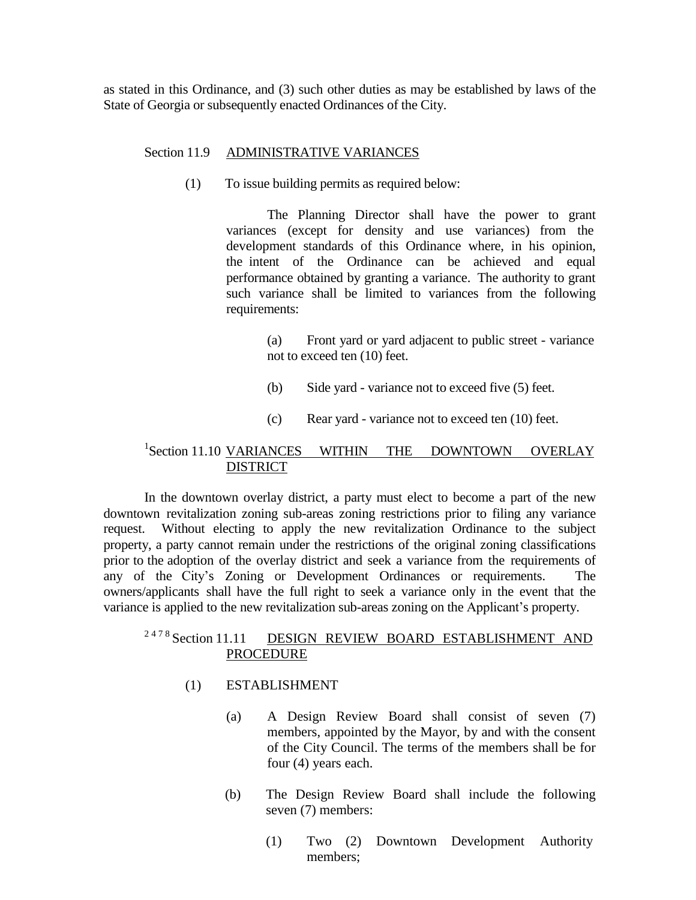as stated in this Ordinance, and (3) such other duties as may be established by laws of the State of Georgia or subsequently enacted Ordinances of the City.

## Section 11.9 ADMINISTRATIVE VARIANCES

(1) To issue building permits as required below:

The Planning Director shall have the power to grant variances (except for density and use variances) from the development standards of this Ordinance where, in his opinion, the intent of the Ordinance can be achieved and equal performance obtained by granting a variance. The authority to grant such variance shall be limited to variances from the following requirements:

(a) Front yard or yard adjacent to public street - variance not to exceed ten (10) feet.

(b) Side yard - variance not to exceed five (5) feet.

(c) Rear yard - variance not to exceed ten (10) feet.

## [1]Section 11.10 VARIANCES WITHIN THE DOWNTOWN OVERLAY DISTRICT

In the downtown overlay district, a party must elect to become a part of the new downtown revitalization zoning sub-areas zoning restrictions prior to filing any variance request. Without electing to apply the new revitalization Ordinance to the subject property, a party cannot remain under the restrictions of the original zoning classifications prior to the adoption of the overlay district and seek a variance from the requirements of any of the City's Zoning or Development Ordinances or requirements. The owners/applicants shall have the full right to seek a variance only in the event that the variance is applied to the new revitalization sub-areas zoning on the Applicant's property.

## [2 4 7 8] Section 11.11 DESIGN REVIEW BOARD ESTABLISHMENT AND PROCEDURE

(1) ESTABLISHMENT

(a) A Design Review Board shall consist of seven (7) members, appointed by the Mayor, by and with the consent of the City Council. The terms of the members shall be for four (4) years each.

(b) The Design Review Board shall include the following seven (7) members:

(1) Two (2) Downtown Development Authority members;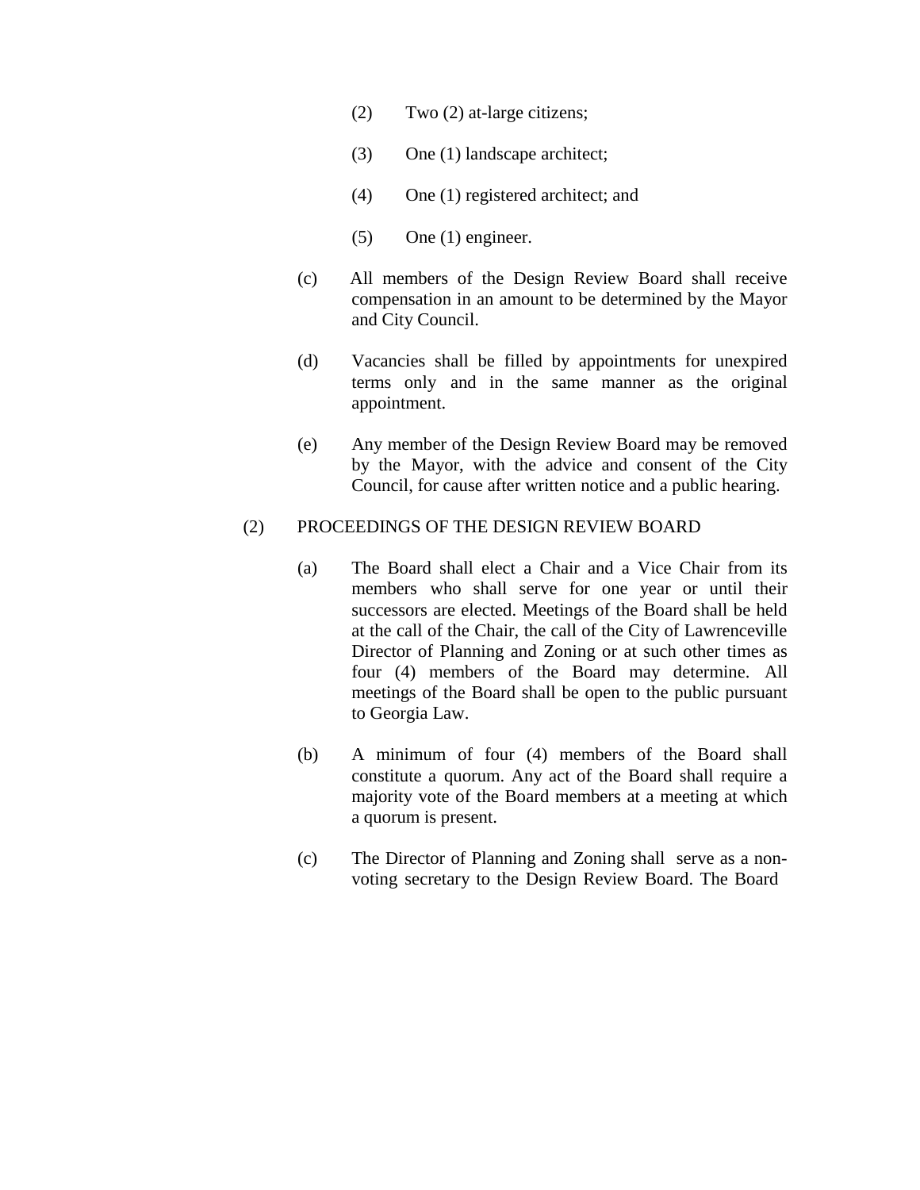(2) Two (2) at-large citizens;

(3) One (1) landscape architect;

(4) One (1) registered architect; and

(5) One (1) engineer.

(c) All members of the Design Review Board shall receive compensation in an amount to be determined by the Mayor and City Council.

(d) Vacancies shall be filled by appointments for unexpired terms only and in the same manner as the original appointment.

(e) Any member of the Design Review Board may be removed by the Mayor, with the advice and consent of the City Council, for cause after written notice and a public hearing.

(2) PROCEEDINGS OF THE DESIGN REVIEW BOARD

(a) The Board shall elect a Chair and a Vice Chair from its members who shall serve for one year or until their successors are elected. Meetings of the Board shall be held at the call of the Chair, the call of the City of Lawrenceville Director of Planning and Zoning or at such other times as four (4) members of the Board may determine. All meetings of the Board shall be open to the public pursuant to Georgia Law.

(b) A minimum of four (4) members of the Board shall constitute a quorum. Any act of the Board shall require a majority vote of the Board members at a meeting at which a quorum is present.

(c) The Director of Planning and Zoning shall serve as a non-voting secretary to the Design Review Board. The Board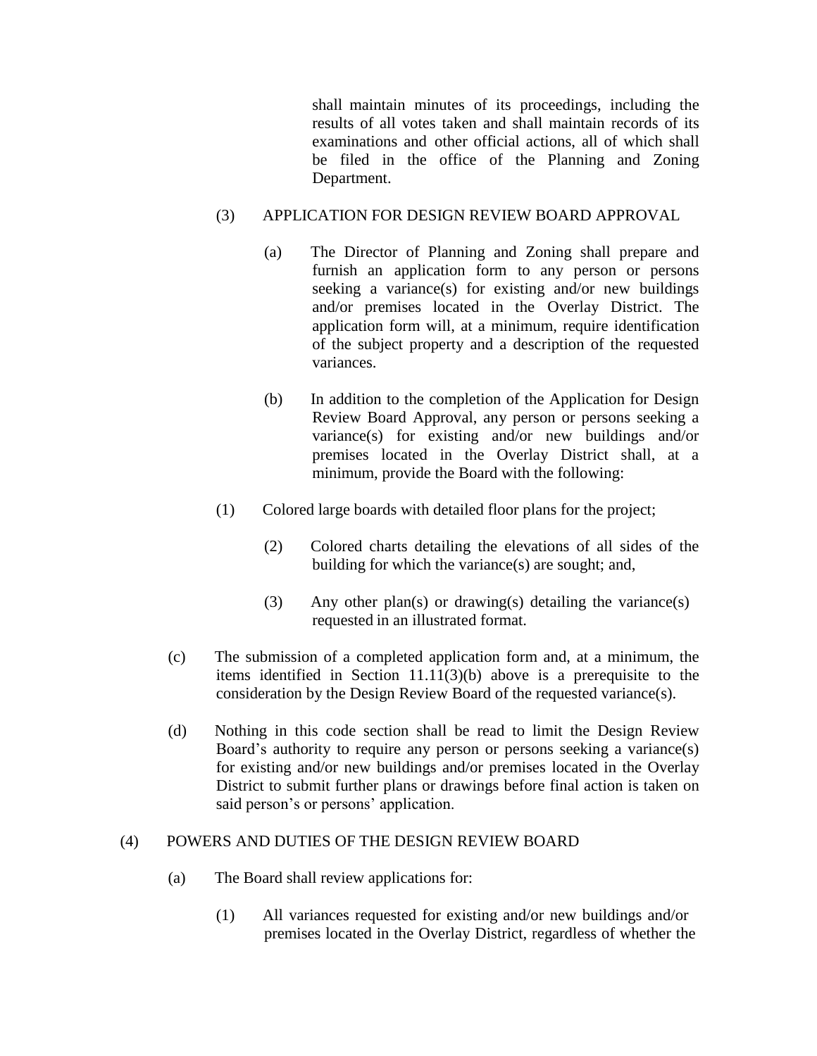shall maintain minutes of its proceedings, including the results of all votes taken and shall maintain records of its examinations and other official actions, all of which shall be filed in the office of the Planning and Zoning Department.

(3) APPLICATION FOR DESIGN REVIEW BOARD APPROVAL

(a) The Director of Planning and Zoning shall prepare and furnish an application form to any person or persons seeking a variance(s) for existing and/or new buildings and/or premises located in the Overlay District. The application form will, at a minimum, require identification of the subject property and a description of the requested variances.

(b) In addition to the completion of the Application for Design Review Board Approval, any person or persons seeking a variance(s) for existing and/or new buildings and/or premises located in the Overlay District shall, at a minimum, provide the Board with the following:

(1) Colored large boards with detailed floor plans for the project;

(2) Colored charts detailing the elevations of all sides of the building for which the variance(s) are sought; and,

(3) Any other plan(s) or drawing(s) detailing the variance(s) requested in an illustrated format.

(c) The submission of a completed application form and, at a minimum, the items identified in Section 11.11(3)(b) above is a prerequisite to the consideration by the Design Review Board of the requested variance(s).

(d) Nothing in this code section shall be read to limit the Design Review Board's authority to require any person or persons seeking a variance(s) for existing and/or new buildings and/or premises located in the Overlay District to submit further plans or drawings before final action is taken on said person's or persons' application.

(4) POWERS AND DUTIES OF THE DESIGN REVIEW BOARD

(a) The Board shall review applications for:

(1) All variances requested for existing and/or new buildings and/or premises located in the Overlay District, regardless of whether the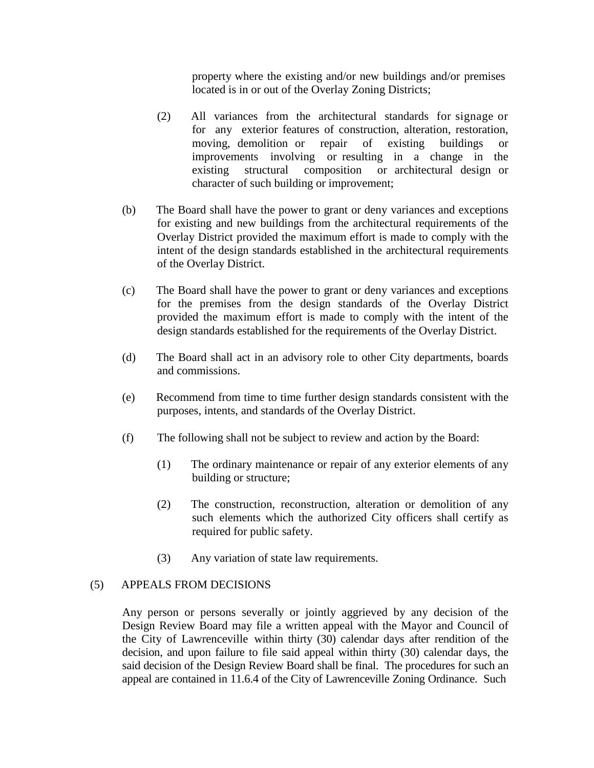property where the existing and/or new buildings and/or premises located is in or out of the Overlay Zoning Districts;

(2) All variances from the architectural standards for signage or for any exterior features of construction, alteration, restoration, moving, demolition or repair of existing buildings or improvements involving or resulting in a change in the existing structural composition or architectural design or character of such building or improvement;

(b) The Board shall have the power to grant or deny variances and exceptions for existing and new buildings from the architectural requirements of the Overlay District provided the maximum effort is made to comply with the intent of the design standards established in the architectural requirements of the Overlay District.

(c) The Board shall have the power to grant or deny variances and exceptions for the premises from the design standards of the Overlay District provided the maximum effort is made to comply with the intent of the design standards established for the requirements of the Overlay District.

(d) The Board shall act in an advisory role to other City departments, boards and commissions.

(e) Recommend from time to time further design standards consistent with the purposes, intents, and standards of the Overlay District.

(f) The following shall not be subject to review and action by the Board:

(1) The ordinary maintenance or repair of any exterior elements of any building or structure;

(2) The construction, reconstruction, alteration or demolition of any such elements which the authorized City officers shall certify as required for public safety.

(3) Any variation of state law requirements.

(5) APPEALS FROM DECISIONS

Any person or persons severally or jointly aggrieved by any decision of the Design Review Board may file a written appeal with the Mayor and Council of the City of Lawrenceville within thirty (30) calendar days after rendition of the decision, and upon failure to file said appeal within thirty (30) calendar days, the said decision of the Design Review Board shall be final. The procedures for such an appeal are contained in 11.6.4 of the City of Lawrenceville Zoning Ordinance. Such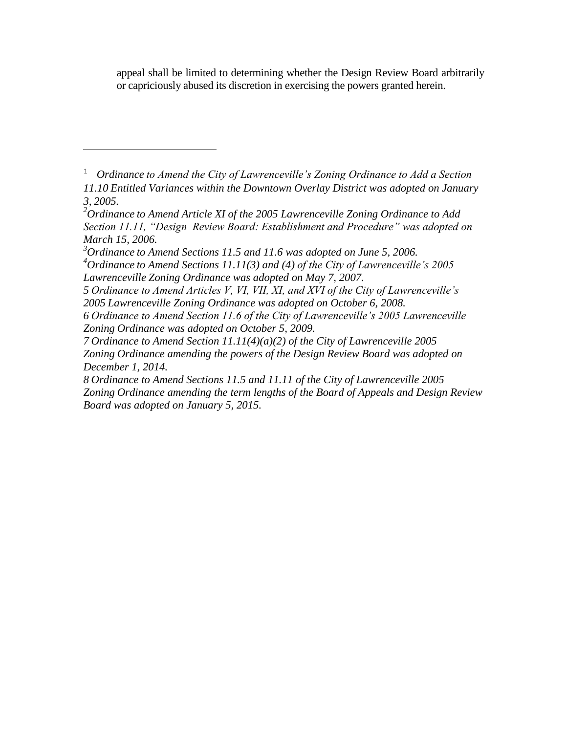appeal shall be limited to determining whether the Design Review Board arbitrarily or capriciously abused its discretion in exercising the powers granted herein.

---

[1] *Ordinance to Amend the City of Lawrenceville's Zoning Ordinance to Add a Section 11.10 Entitled Variances within the Downtown Overlay District was adopted on January 3, 2005.*

[2] *Ordinance to Amend Article XI of the 2005 Lawrenceville Zoning Ordinance to Add Section 11.11, "Design Review Board: Establishment and Procedure" was adopted on March 15, 2006.*

[3] *Ordinance to Amend Sections 11.5 and 11.6 was adopted on June 5, 2006.*

[4] *Ordinance to Amend Sections 11.11(3) and (4) of the City of Lawrenceville's 2005 Lawrenceville Zoning Ordinance was adopted on May 7, 2007.*

[5] *Ordinance to Amend Articles V, VI, VII, XI, and XVI of the City of Lawrenceville's 2005 Lawrenceville Zoning Ordinance was adopted on October 6, 2008.*

[6] *Ordinance to Amend Section 11.6 of the City of Lawrenceville's 2005 Lawrenceville Zoning Ordinance was adopted on October 5, 2009.*

[7] *Ordinance to Amend Section 11.11(4)(a)(2) of the City of Lawrenceville 2005 Zoning Ordinance amending the powers of the Design Review Board was adopted on December 1, 2014.*

[8] *Ordinance to Amend Sections 11.5 and 11.11 of the City of Lawrenceville 2005 Zoning Ordinance amending the term lengths of the Board of Appeals and Design Review Board was adopted on January 5, 2015.*